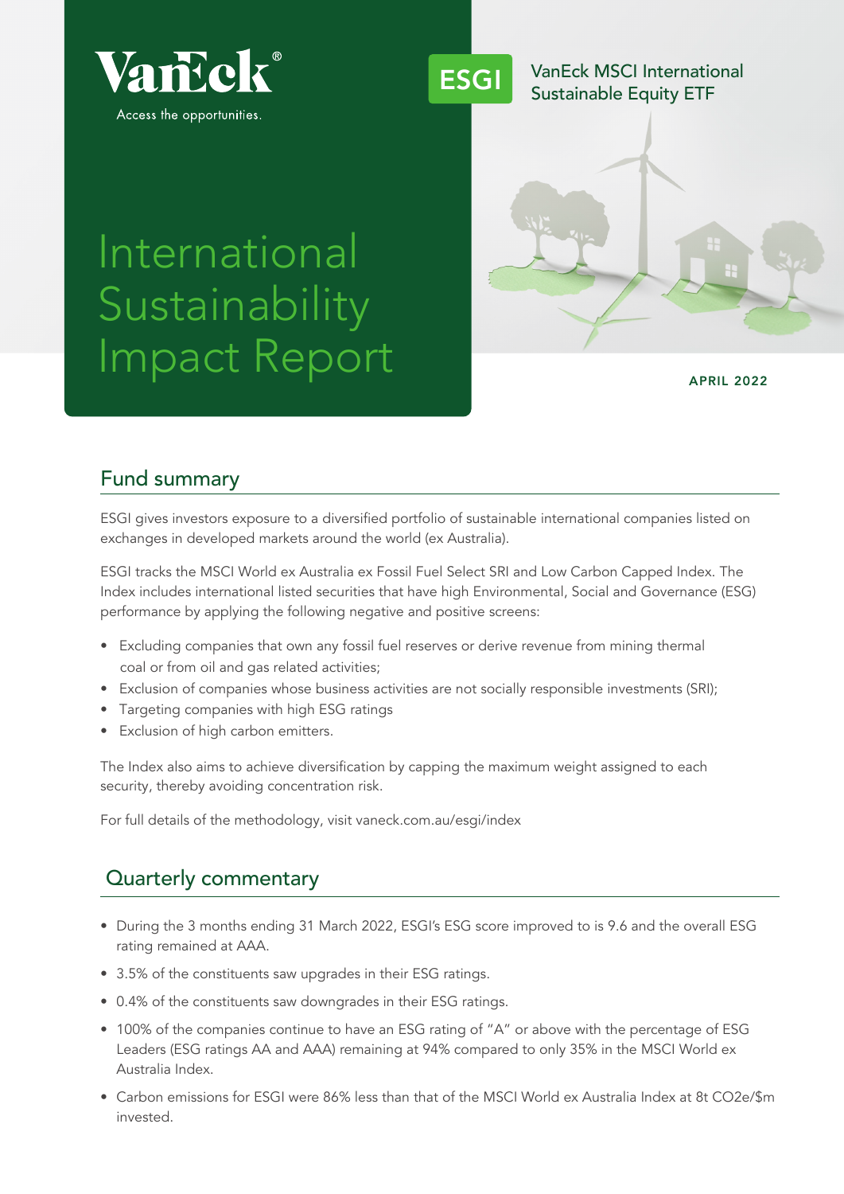VanEck®

Access the opportunities.

ESGI

VanEck MSCI International Sustainable Equity ETF

# International Sustainability Impact Report

APRIL 2022

## Fund summary

ESGI gives investors exposure to a diversified portfolio of sustainable international companies listed on exchanges in developed markets around the world (ex Australia).

ESGI tracks the MSCI World ex Australia ex Fossil Fuel Select SRI and Low Carbon Capped Index. The Index includes international listed securities that have high Environmental, Social and Governance (ESG) performance by applying the following negative and positive screens:

- Excluding companies that own any fossil fuel reserves or derive revenue from mining thermal coal or from oil and gas related activities;
- Exclusion of companies whose business activities are not socially responsible investments (SRI);
- Targeting companies with high ESG ratings
- Exclusion of high carbon emitters.

The Index also aims to achieve diversification by capping the maximum weight assigned to each security, thereby avoiding concentration risk.

For full details of the methodology, visit vaneck.com.au/esgi/index

## Quarterly commentary

- During the 3 months ending 31 March 2022, ESGI's ESG score improved to is 9.6 and the overall ESG rating remained at AAA.
- 3.5% of the constituents saw upgrades in their ESG ratings.
- 0.4% of the constituents saw downgrades in their ESG ratings.
- 100% of the companies continue to have an ESG rating of "A" or above with the percentage of ESG Leaders (ESG ratings AA and AAA) remaining at 94% compared to only 35% in the MSCI World ex Australia Index.
- Carbon emissions for ESGI were 86% less than that of the MSCI World ex Australia Index at 8t $CO_2e$/\$m invested.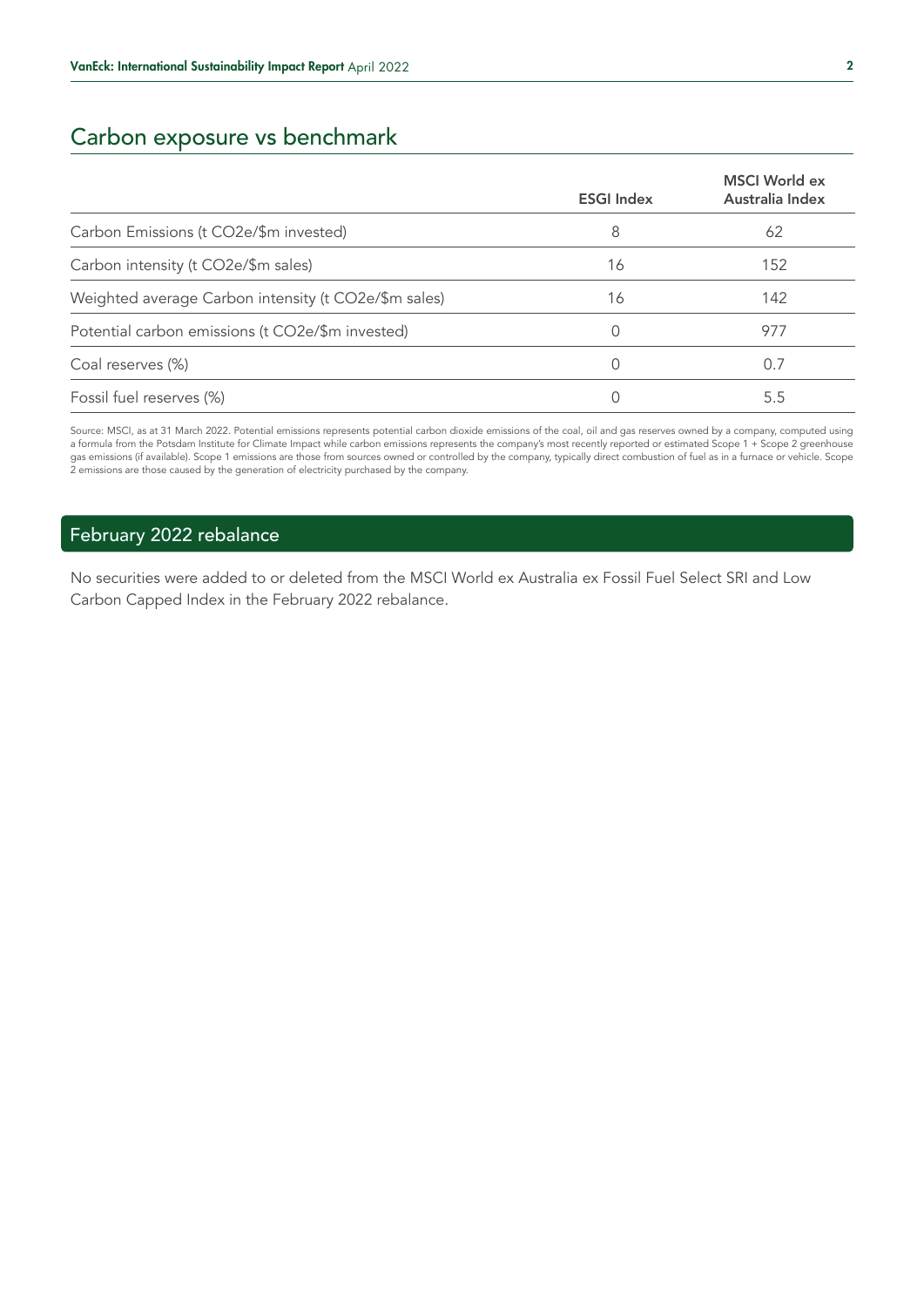## Carbon exposure vs benchmark

| | ESGI Index | MSCI World ex Australia Index |
|---|---|---|
| Carbon Emissions (t $CO_2e$/\$m invested) | 8 | 62 |
| Carbon intensity (t $CO_2e$/\$m sales) | 16 | 152 |
| Weighted average Carbon intensity (t $CO_2e$/\$m sales) | 16 | 142 |
| Potential carbon emissions (t $CO_2e$/\$m invested) | 0 | 977 |
| Coal reserves (%) | 0 | 0.7 |
| Fossil fuel reserves (%) | 0 | 5.5 |

Source: MSCI, as at 31 March 2022. Potential emissions represents potential carbon dioxide emissions of the coal, oil and gas reserves owned by a company, computed using a formula from the Potsdam Institute for Climate Impact while carbon emissions represents the company's most recently reported or estimated Scope 1 + Scope 2 greenhouse gas emissions (if available). Scope 1 emissions are those from sources owned or controlled by the company, typically direct combustion of fuel as in a furnace or vehicle. Scope 2 emissions are those caused by the generation of electricity purchased by the company.

## February 2022 rebalance

No securities were added to or deleted from the MSCI World ex Australia ex Fossil Fuel Select SRI and Low Carbon Capped Index in the February 2022 rebalance.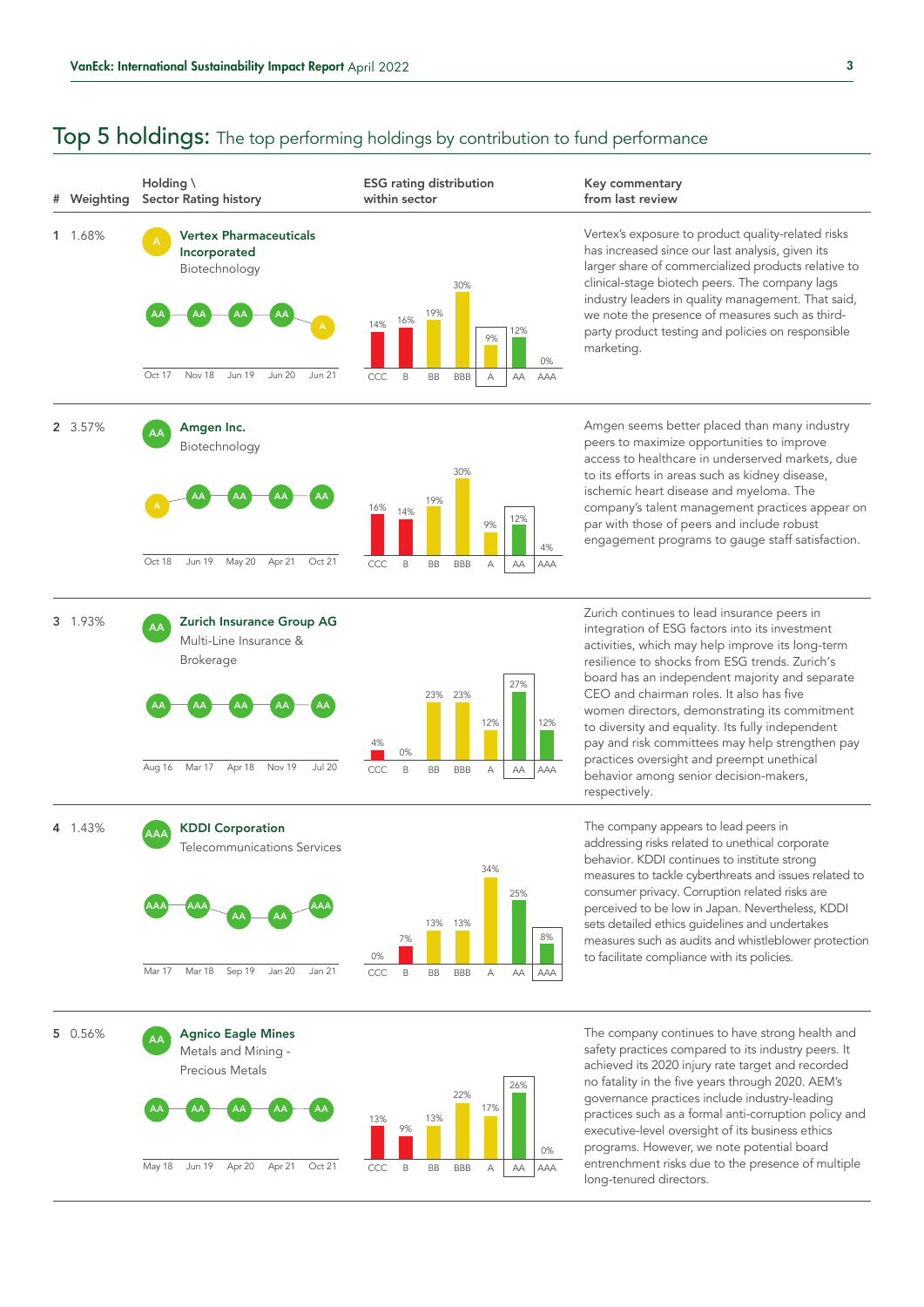# Top 5 holdings: The top performing holdings by contribution to fund performance

| # | Weighting | Holding \ Sector Rating history | ESG rating distribution within sector | Key commentary from last review |
|---|---|---|---|---|
| 1 | 1.68% | **Vertex Pharmaceuticals Incorporated** (A) Biotechnology. Rating history: Oct 17: AA; Nov 18: AA; Jun 19: AA; Jun 20: AA; Jun 21: A | CCC 14%; B 16%; BB 19%; BBB 30%; A 9%; AA 12%; AAA 0% | Vertex's exposure to product quality-related risks has increased since our last analysis, given its larger share of commercialized products relative to clinical-stage biotech peers. The company lags industry leaders in quality management. That said, we note the presence of measures such as third-party product testing and policies on responsible marketing. |
| 2 | 3.57% | **Amgen Inc.** (AA) Biotechnology. Rating history: Oct 18: A; Jun 19: AA; May 20: AA; Apr 21: AA; Oct 21: AA | CCC 16%; B 14%; BB 19%; BBB 30%; A 9%; AA 12%; AAA 4% | Amgen seems better placed than many industry peers to maximize opportunities to improve access to healthcare in underserved markets, due to its efforts in areas such as kidney disease, ischemic heart disease and myeloma. The company's talent management practices appear on par with those of peers and include robust engagement programs to gauge staff satisfaction. |
| 3 | 1.93% | **Zurich Insurance Group AG** (AA) Multi-Line Insurance & Brokerage. Rating history: Aug 16: AA; Mar 17: AA; Apr 18: AA; Nov 19: AA; Jul 20: AA | CCC 4%; B 0%; BB 23%; BBB 23%; A 12%; AA 27%; AAA 12% | Zurich continues to lead insurance peers in integration of ESG factors into its investment activities, which may help improve its long-term resilience to shocks from ESG trends. Zurich's board has an independent majority and separate CEO and chairman roles. It also has five women directors, demonstrating its commitment to diversity and equality. Its fully independent pay and risk committees may help strengthen pay practices oversight and preempt unethical behavior among senior decision-makers, respectively. |
| 4 | 1.43% | **KDDI Corporation** (AAA) Telecommunications Services. Rating history: Mar 17: AAA; Mar 18: AAA; Sep 19: AA; Jan 20: AA; Jan 21: AAA | CCC 0%; B 7%; BB 13%; BBB 13%; A 34%; AA 25%; AAA 8% | The company appears to lead peers in addressing risks related to unethical corporate behavior. KDDI continues to institute strong measures to tackle cyberthreats and issues related to consumer privacy. Corruption related risks are perceived to be low in Japan. Nevertheless, KDDI sets detailed ethics guidelines and undertakes measures such as audits and whistleblower protection to facilitate compliance with its policies. |
| 5 | 0.56% | **Agnico Eagle Mines** (AA) Metals and Mining - Precious Metals. Rating history: May 18: AA; Jun 19: AA; Apr 20: AA; Apr 21: AA; Oct 21: AA | CCC 13%; B 9%; BB 13%; BBB 22%; A 17%; AA 26%; AAA 0% | The company continues to have strong health and safety practices compared to its industry peers. It achieved its 2020 injury rate target and recorded no fatality in the five years through 2020. AEM's governance practices include industry-leading practices such as a formal anti-corruption policy and executive-level oversight of its business ethics programs. However, we note potential board entrenchment risks due to the presence of multiple long-tenured directors. |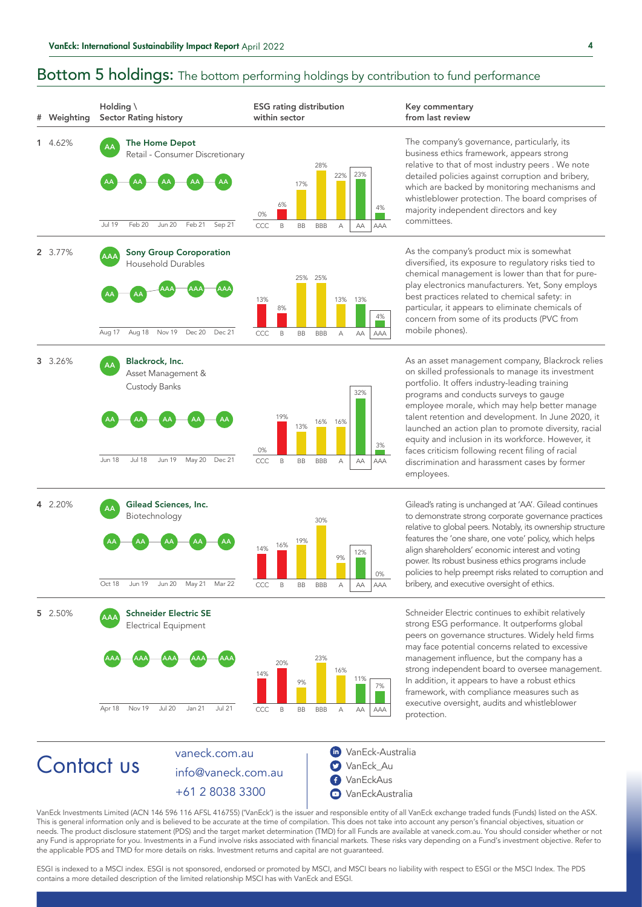## Bottom 5 holdings: The bottom performing holdings by contribution to fund performance

| # | Weighting | Holding \ Sector Rating history | ESG rating distribution within sector | Key commentary from last review |
|---|---|---|---|---|
| 1 | 4.62% | **The Home Depot** Retail - Consumer Discretionary AA<br>AA (Jul 19), AA (Feb 20), AA (Jun 20), AA (Feb 21), AA (Sep 21) | CCC 0%, B 6%, BB 17%, BBB 28%, A 22%, AA 23%, AAA 4% | The company's governance, particularly, its business ethics framework, appears strong relative to that of most industry peers . We note detailed policies against corruption and bribery, which are backed by monitoring mechanisms and whistleblower protection. The board comprises of majority independent directors and key committees. |
| 2 | 3.77% | **Sony Group Coroporation** Household Durables AAA<br>AA (Aug 17), AA (Aug 18), AAA (Nov 19), AAA (Dec 20), AAA (Dec 21) | CCC 13%, B 8%, BB 25%, BBB 25%, A 13%, AA 13%, AAA 4% | As the company's product mix is somewhat diversified, its exposure to regulatory risks tied to chemical management is lower than that for pure-play electronics manufacturers. Yet, Sony employs best practices related to chemical safety: in particular, it appears to eliminate chemicals of concern from some of its products (PVC from mobile phones). |
| 3 | 3.26% | **Blackrock, Inc.** Asset Management & Custody Banks AA<br>AA (Jun 18), AA (Jul 18), AA (Jun 19), AA (May 20), AA (Dec 21) | CCC 0%, B 19%, BB 13%, BBB 16%, A 16%, AA 32%, AAA 3% | As an asset management company, Blackrock relies on skilled professionals to manage its investment portfolio. It offers industry-leading training programs and conducts surveys to gauge employee morale, which may help better manage talent retention and development. In June 2020, it launched an action plan to promote diversity, racial equity and inclusion in its workforce. However, it faces criticism following recent filing of racial discrimination and harassment cases by former employees. |
| 4 | 2.20% | **Gilead Sciences, Inc.** Biotechnology AA<br>AA (Oct 18), AA (Jun 19), AA (Jun 20), AA (May 21), AA (Mar 22) | CCC 14%, B 16%, BB 19%, BBB 30%, A 9%, AA 12%, AAA 0% | Gilead's rating is unchanged at 'AA'. Gilead continues to demonstrate strong corporate governance practices relative to global peers. Notably, its ownership structure features the 'one share, one vote' policy, which helps align shareholders' economic interest and voting power. Its robust business ethics programs include policies to help preempt risks related to corruption and bribery, and executive oversight of ethics. |
| 5 | 2.50% | **Schneider Electric SE** Electrical Equipment AAA<br>AAA (Apr 18), AAA (Nov 19), AAA (Jul 20), AAA (Jan 21), AAA (Jul 21) | CCC 14%, B 20%, BB 9%, BBB 23%, A 16%, AA 11%, AAA 7% | Schneider Electric continues to exhibit relatively strong ESG performance. It outperforms global peers on governance structures. Widely held firms may face potential concerns related to excessive management influence, but the company has a strong independent board to oversee management. In addition, it appears to have a robust ethics framework, with compliance measures such as executive oversight, audits and whistleblower protection. |

## Contact us

vaneck.com.au
info@vaneck.com.au
+61 2 8038 3300

VanEck-Australia
VanEck_Au
VanEckAus
VanEckAustralia

VanEck Investments Limited (ACN 146 596 116 AFSL 416755) ('VanEck') is the issuer and responsible entity of all VanEck exchange traded funds (Funds) listed on the ASX. This is general information only and is believed to be accurate at the time of compilation. This does not take into account any person's financial objectives, situation or needs. The product disclosure statement (PDS) and the target market determination (TMD) for all Funds are available at vaneck.com.au. You should consider whether or not any Fund is appropriate for you. Investments in a Fund involve risks associated with financial markets. These risks vary depending on a Fund's investment objective. Refer to the applicable PDS and TMD for more details on risks. Investment returns and capital are not guaranteed.

ESGI is indexed to a MSCI index. ESGI is not sponsored, endorsed or promoted by MSCI, and MSCI bears no liability with respect to ESGI or the MSCI Index. The PDS contains a more detailed description of the limited relationship MSCI has with VanEck and ESGI.